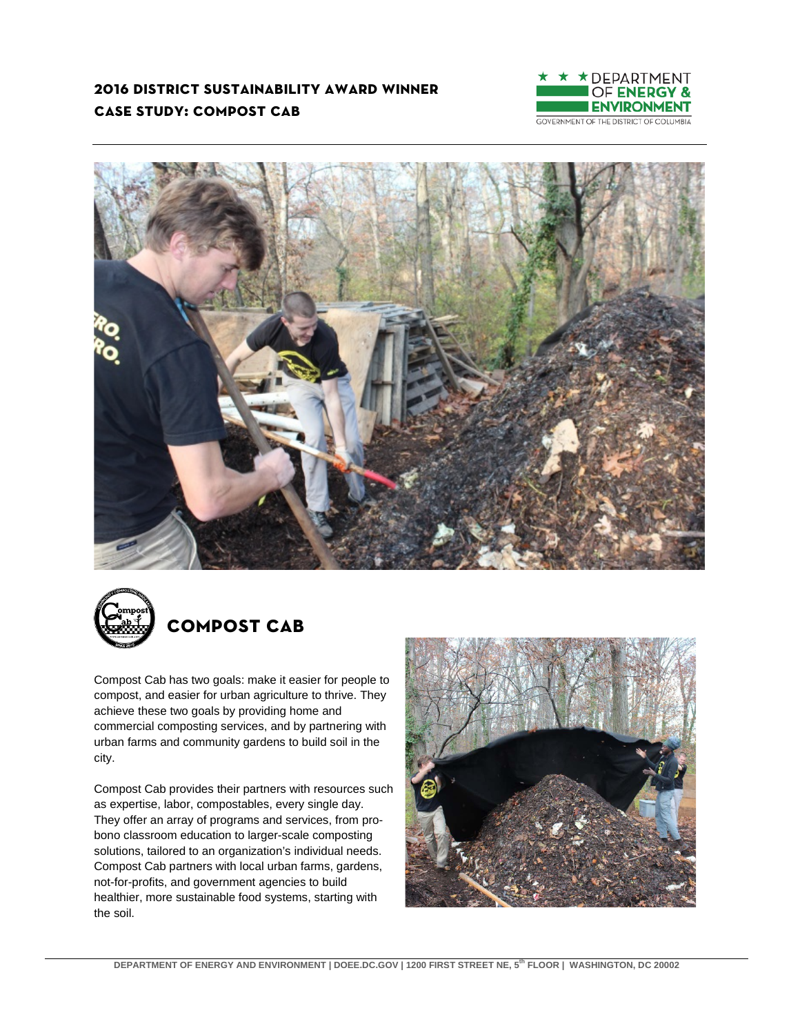# 2016 DISTRICT SUSTAINABILITY AWARD WINNER
## CASE STUDY: COMPOST CAB

## COMPOST CAB

Compost Cab has two goals: make it easier for people to compost, and easier for urban agriculture to thrive. They achieve these two goals by providing home and commercial composting services, and by partnering with urban farms and community gardens to build soil in the city.

Compost Cab provides their partners with resources such as expertise, labor, compostables, every single day. They offer an array of programs and services, from pro-bono classroom education to larger-scale composting solutions, tailored to an organization's individual needs. Compost Cab partners with local urban farms, gardens, not-for-profits, and government agencies to build healthier, more sustainable food systems, starting with the soil.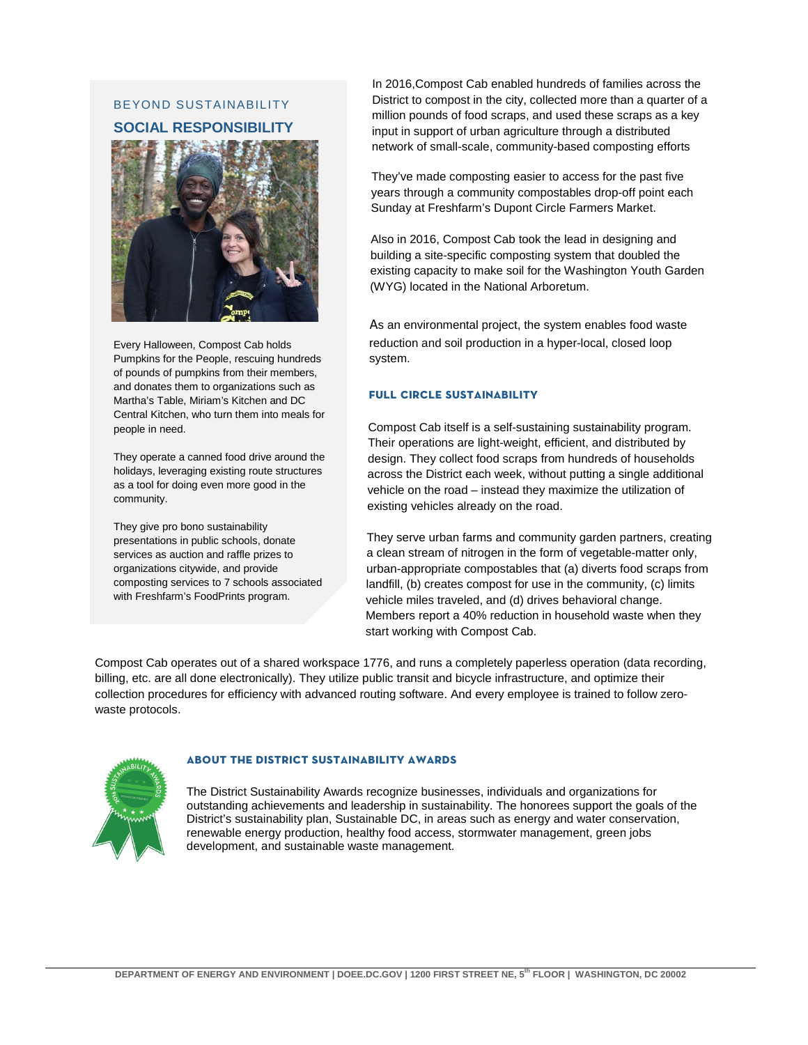BEYOND SUSTAINABILITY

## SOCIAL RESPONSIBILITY

Every Halloween, Compost Cab holds Pumpkins for the People, rescuing hundreds of pounds of pumpkins from their members, and donates them to organizations such as Martha's Table, Miriam's Kitchen and DC Central Kitchen, who turn them into meals for people in need.

They operate a canned food drive around the holidays, leveraging existing route structures as a tool for doing even more good in the community.

They give pro bono sustainability presentations in public schools, donate services as auction and raffle prizes to organizations citywide, and provide composting services to 7 schools associated with Freshfarm's FoodPrints program.

In 2016,Compost Cab enabled hundreds of families across the District to compost in the city, collected more than a quarter of a million pounds of food scraps, and used these scraps as a key input in support of urban agriculture through a distributed network of small-scale, community-based composting efforts

They've made composting easier to access for the past five years through a community compostables drop-off point each Sunday at Freshfarm's Dupont Circle Farmers Market.

Also in 2016, Compost Cab took the lead in designing and building a site-specific composting system that doubled the existing capacity to make soil for the Washington Youth Garden (WYG) located in the National Arboretum.

As an environmental project, the system enables food waste reduction and soil production in a hyper-local, closed loop system.

### FULL CIRCLE SUSTAINABILITY

Compost Cab itself is a self-sustaining sustainability program. Their operations are light-weight, efficient, and distributed by design. They collect food scraps from hundreds of households across the District each week, without putting a single additional vehicle on the road – instead they maximize the utilization of existing vehicles already on the road.

They serve urban farms and community garden partners, creating a clean stream of nitrogen in the form of vegetable-matter only, urban-appropriate compostables that (a) diverts food scraps from landfill, (b) creates compost for use in the community, (c) limits vehicle miles traveled, and (d) drives behavioral change. Members report a 40% reduction in household waste when they start working with Compost Cab.

Compost Cab operates out of a shared workspace 1776, and runs a completely paperless operation (data recording, billing, etc. are all done electronically). They utilize public transit and bicycle infrastructure, and optimize their collection procedures for efficiency with advanced routing software. And every employee is trained to follow zero-waste protocols.

### ABOUT THE DISTRICT SUSTAINABILITY AWARDS

The District Sustainability Awards recognize businesses, individuals and organizations for outstanding achievements and leadership in sustainability. The honorees support the goals of the District's sustainability plan, Sustainable DC, in areas such as energy and water conservation, renewable energy production, healthy food access, stormwater management, green jobs development, and sustainable waste management.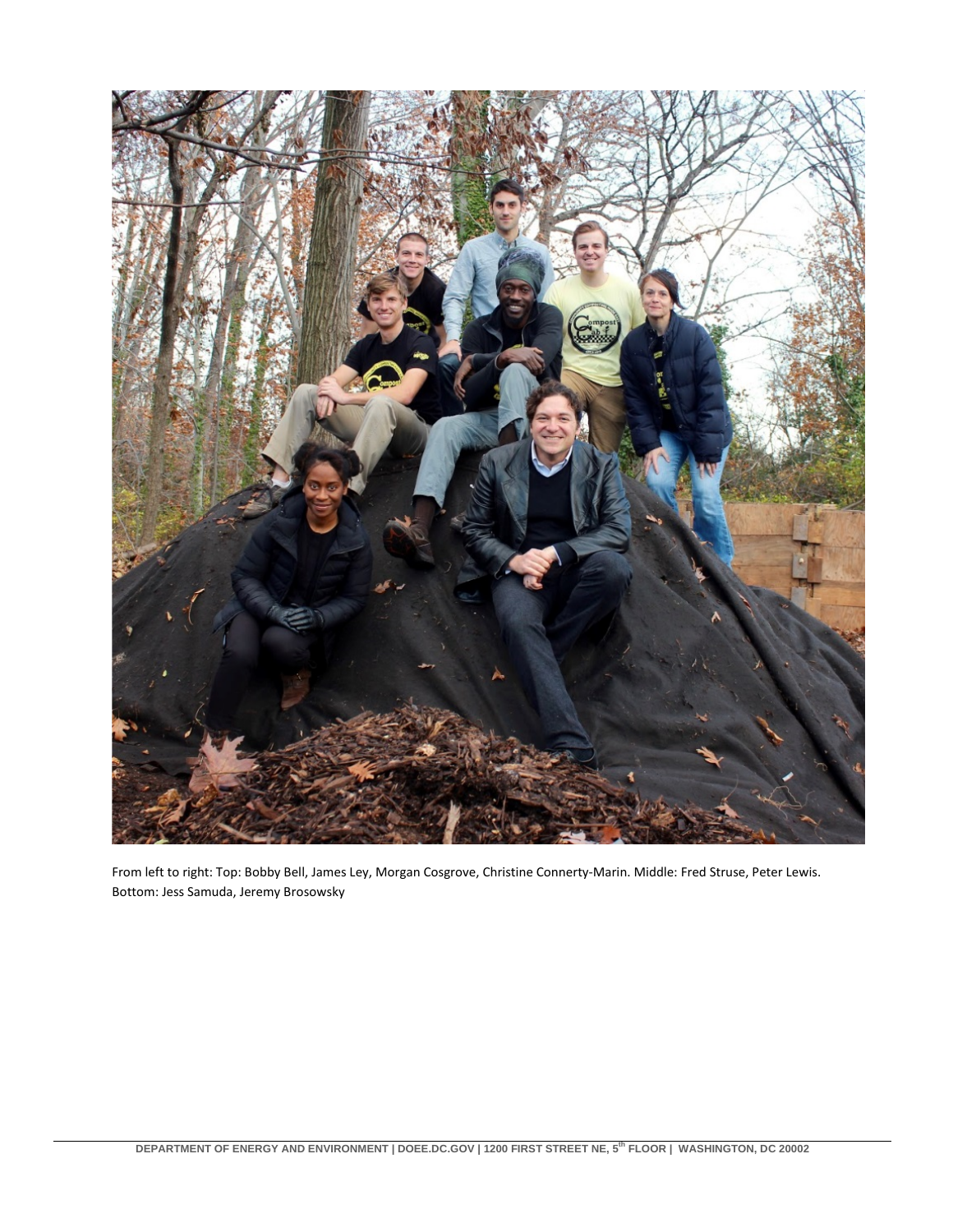From left to right: Top: Bobby Bell, James Ley, Morgan Cosgrove, Christine Connerty-Marin. Middle: Fred Struse, Peter Lewis. Bottom: Jess Samuda, Jeremy Brosowsky